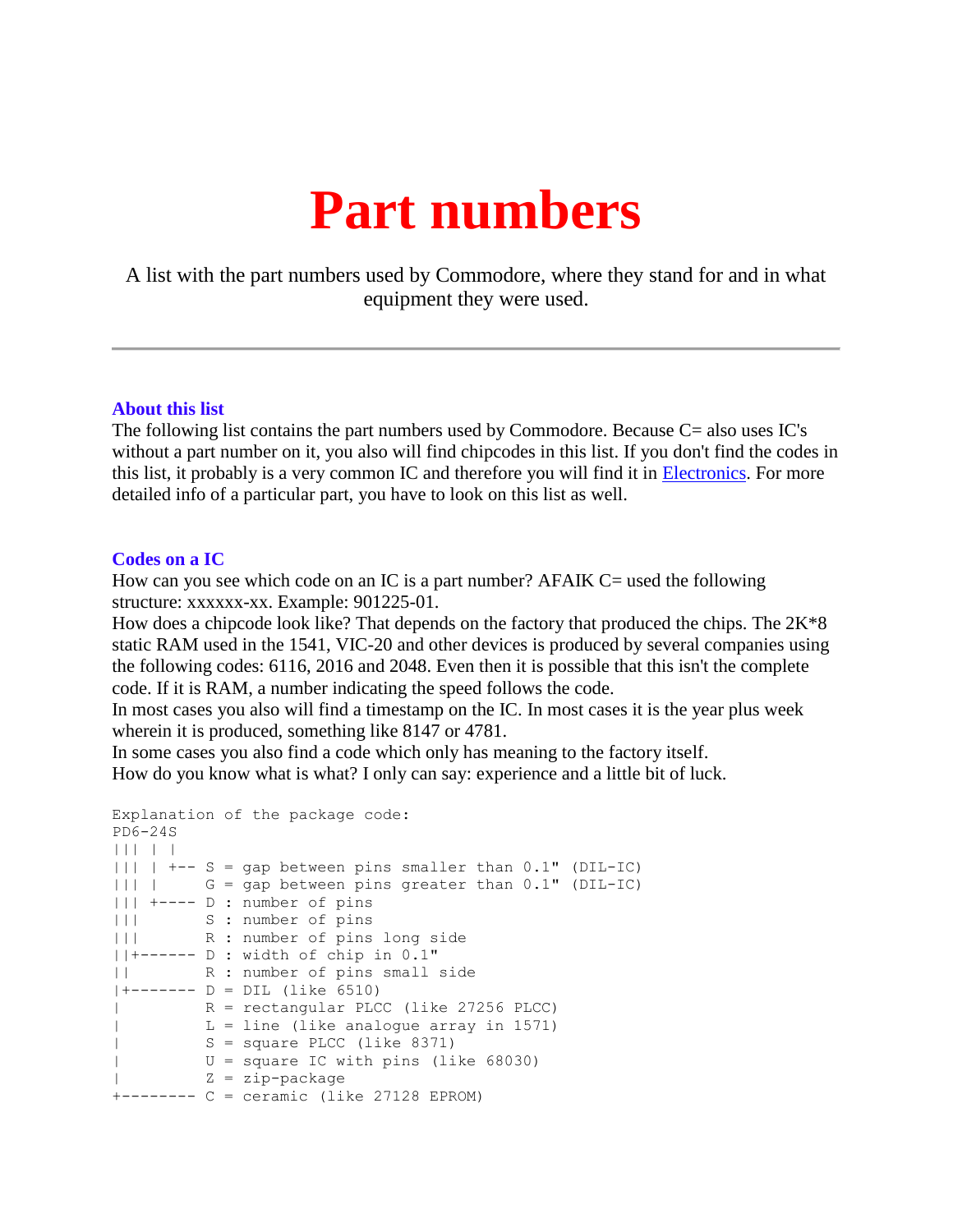# Part numbers

A list with the part numbers used by Commodore, where they stand for and in what equipment they were used.

---

### About this list

The following list contains the part numbers used by Commodore. Because C= also uses IC's without a part number on it, you also will find chipcodes in this list. If you don't find the codes in this list, it probably is a very common IC and therefore you will find it in Electronics. For more detailed info of a particular part, you have to look on this list as well.

### Codes on a IC

How can you see which code on an IC is a part number? AFAIK C= used the following structure: xxxxxx-xx. Example: 901225-01.
How does a chipcode look like? That depends on the factory that produced the chips. The 2K*8 static RAM used in the 1541, VIC-20 and other devices is produced by several companies using the following codes: 6116, 2016 and 2048. Even then it is possible that this isn't the complete code. If it is RAM, a number indicating the speed follows the code.
In most cases you also will find a timestamp on the IC. In most cases it is the year plus week wherein it is produced, something like 8147 or 4781.
In some cases you also find a code which only has meaning to the factory itself.
How do you know what is what? I only can say: experience and a little bit of luck.

```
Explanation of the package code:
PD6-24S
||| | |
||| | +-- S = gap between pins smaller than 0.1" (DIL-IC)
||| |     G = gap between pins greater than 0.1" (DIL-IC)
||| +---- D : number of pins
|||       S : number of pins
|||       R : number of pins long side
||+------ D : width of chip in 0.1"
||        R : number of pins small side
|+------- D = DIL (like 6510)
|         R = rectangular PLCC (like 27256 PLCC)
|         L = line (like analogue array in 1571)
|         S = square PLCC (like 8371)
|         U = square IC with pins (like 68030)
|         Z = zip-package
+-------- C = ceramic (like 27128 EPROM)
```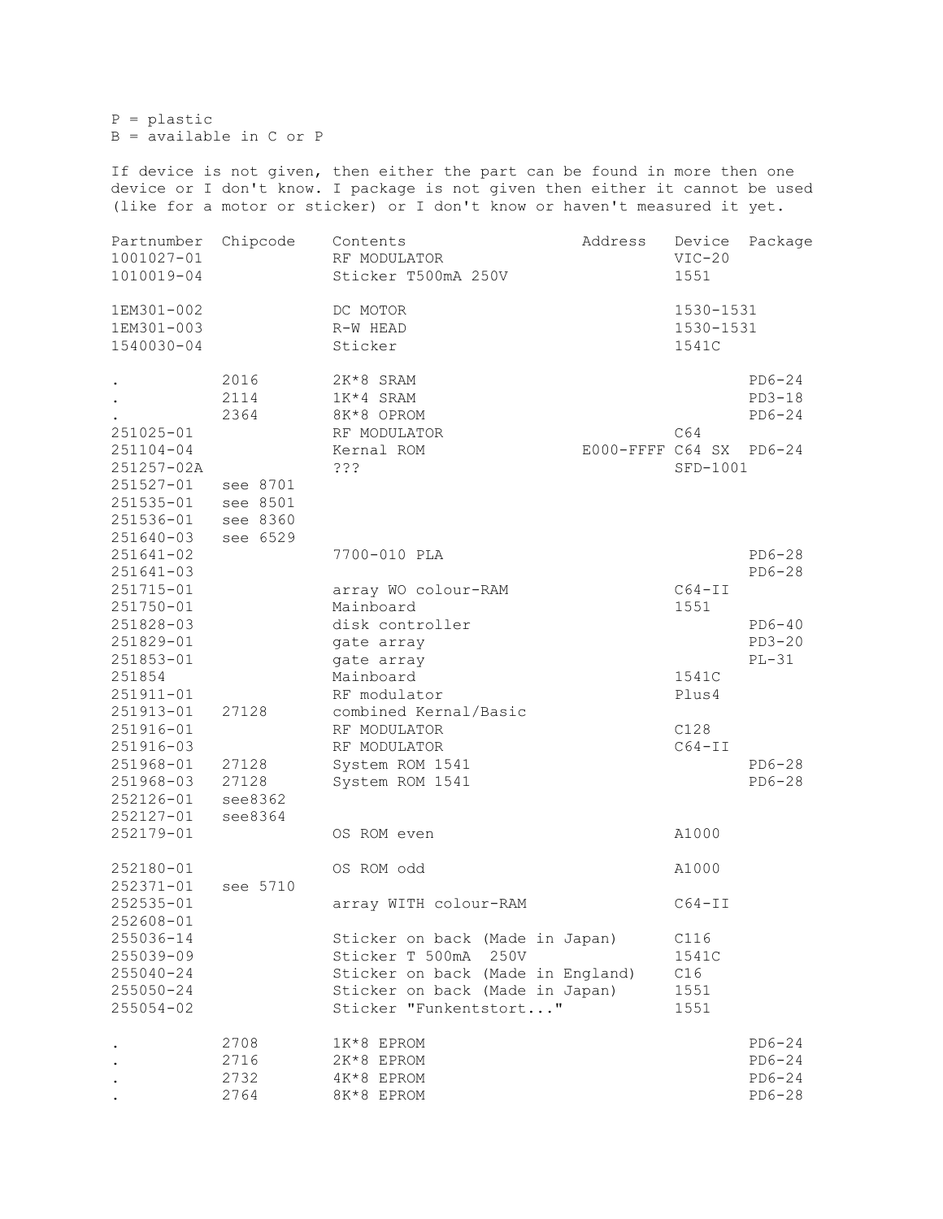P = plastic
B = available in C or P

If device is not given, then either the part can be found in more then one device or I don't know. I package is not given then either it cannot be used (like for a motor or sticker) or I don't know or haven't measured it yet.

| Partnumber | Chipcode | Contents | Address | Device | Package |
|---|---|---|---|---|---|
| 1001027-01 | | RF MODULATOR | | VIC-20 | |
| 1010019-04 | | Sticker T500mA 250V | | 1551 | |
| 1EM301-002 | | DC MOTOR | | 1530-1531 | |
| 1EM301-003 | | R-W HEAD | | 1530-1531 | |
| 1540030-04 | | Sticker | | 1541C | |
| . | 2016 | 2K*8 SRAM | | | PD6-24 |
| . | 2114 | 1K*4 SRAM | | | PD3-18 |
| . | 2364 | 8K*8 OPROM | | | PD6-24 |
| 251025-01 | | RF MODULATOR | | C64 | |
| 251104-04 | | Kernal ROM | E000-FFFF | C64 SX | PD6-24 |
| 251257-02A | | ??? | | SFD-1001 | |
| 251527-01 | see 8701 | | | | |
| 251535-01 | see 8501 | | | | |
| 251536-01 | see 8360 | | | | |
| 251640-03 | see 6529 | | | | |
| 251641-02 | | 7700-010 PLA | | | PD6-28 |
| 251641-03 | | | | | PD6-28 |
| 251715-01 | | array WO colour-RAM | | C64-II | |
| 251750-01 | | Mainboard | | 1551 | |
| 251828-03 | | disk controller | | | PD6-40 |
| 251829-01 | | gate array | | | PD3-20 |
| 251853-01 | | gate array | | | PL-31 |
| 251854 | | Mainboard | | 1541C | |
| 251911-01 | | RF modulator | | Plus4 | |
| 251913-01 | 27128 | combined Kernal/Basic | | | |
| 251916-01 | | RF MODULATOR | | C128 | |
| 251916-03 | | RF MODULATOR | | C64-II | |
| 251968-01 | 27128 | System ROM 1541 | | | PD6-28 |
| 251968-03 | 27128 | System ROM 1541 | | | PD6-28 |
| 252126-01 | see8362 | | | | |
| 252127-01 | see8364 | | | | |
| 252179-01 | | OS ROM even | | A1000 | |
| 252180-01 | | OS ROM odd | | A1000 | |
| 252371-01 | see 5710 | | | | |
| 252535-01 | | array WITH colour-RAM | | C64-II | |
| 252608-01 | | | | | |
| 255036-14 | | Sticker on back (Made in Japan) | | C116 | |
| 255039-09 | | Sticker T 500mA 250V | | 1541C | |
| 255040-24 | | Sticker on back (Made in England) | | C16 | |
| 255050-24 | | Sticker on back (Made in Japan) | | 1551 | |
| 255054-02 | | Sticker "Funkentstort..." | | 1551 | |
| . | 2708 | 1K*8 EPROM | | | PD6-24 |
| . | 2716 | 2K*8 EPROM | | | PD6-24 |
| . | 2732 | 4K*8 EPROM | | | PD6-24 |
| . | 2764 | 8K*8 EPROM | | | PD6-28 |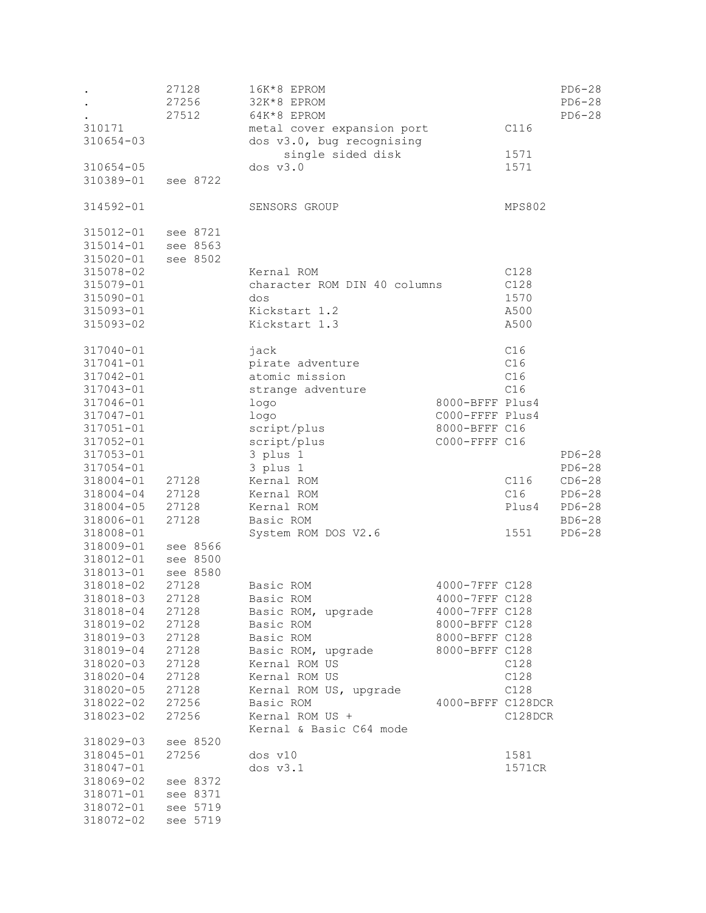| | | | | | |
|---|---|---|---|---|---|
| . | 27128 | 16K*8 EPROM | | | PD6-28 |
| . | 27256 | 32K*8 EPROM | | | PD6-28 |
| . | 27512 | 64K*8 EPROM | | | PD6-28 |
| 310171 | | metal cover expansion port | | C116 | |
| 310654-03 | | dos v3.0, bug recognising single sided disk | | 1571 | |
| 310654-05 | | dos v3.0 | | 1571 | |
| 310389-01 | see 8722 | | | | |
| | | | | | |
| 314592-01 | | SENSORS GROUP | | MPS802 | |
| | | | | | |
| 315012-01 | see 8721 | | | | |
| 315014-01 | see 8563 | | | | |
| 315020-01 | see 8502 | | | | |
| 315078-02 | | Kernal ROM | | C128 | |
| 315079-01 | | character ROM DIN 40 columns | | C128 | |
| 315090-01 | | dos | | 1570 | |
| 315093-01 | | Kickstart 1.2 | | A500 | |
| 315093-02 | | Kickstart 1.3 | | A500 | |
| | | | | | |
| 317040-01 | | jack | | C16 | |
| 317041-01 | | pirate adventure | | C16 | |
| 317042-01 | | atomic mission | | C16 | |
| 317043-01 | | strange adventure | | C16 | |
| 317046-01 | | logo | 8000-BFFF | Plus4 | |
| 317047-01 | | logo | C000-FFFF | Plus4 | |
| 317051-01 | | script/plus | 8000-BFFF | C16 | |
| 317052-01 | | script/plus | C000-FFFF | C16 | |
| 317053-01 | | 3 plus 1 | | | PD6-28 |
| 317054-01 | | 3 plus 1 | | | PD6-28 |
| 318004-01 | 27128 | Kernal ROM | | C116 | CD6-28 |
| 318004-04 | 27128 | Kernal ROM | | C16 | PD6-28 |
| 318004-05 | 27128 | Kernal ROM | | Plus4 | PD6-28 |
| 318006-01 | 27128 | Basic ROM | | | BD6-28 |
| 318008-01 | | System ROM DOS V2.6 | | 1551 | PD6-28 |
| 318009-01 | see 8566 | | | | |
| 318012-01 | see 8500 | | | | |
| 318013-01 | see 8580 | | | | |
| 318018-02 | 27128 | Basic ROM | 4000-7FFF | C128 | |
| 318018-03 | 27128 | Basic ROM | 4000-7FFF | C128 | |
| 318018-04 | 27128 | Basic ROM, upgrade | 4000-7FFF | C128 | |
| 318019-02 | 27128 | Basic ROM | 8000-BFFF | C128 | |
| 318019-03 | 27128 | Basic ROM | 8000-BFFF | C128 | |
| 318019-04 | 27128 | Basic ROM, upgrade | 8000-BFFF | C128 | |
| 318020-03 | 27128 | Kernal ROM US | | C128 | |
| 318020-04 | 27128 | Kernal ROM US | | C128 | |
| 318020-05 | 27128 | Kernal ROM US, upgrade | | C128 | |
| 318022-02 | 27256 | Basic ROM | 4000-BFFF | C128DCR | |
| 318023-02 | 27256 | Kernal ROM US + Kernal & Basic C64 mode | | C128DCR | |
| 318029-03 | see 8520 | | | | |
| 318045-01 | 27256 | dos v10 | | 1581 | |
| 318047-01 | | dos v3.1 | | 1571CR | |
| 318069-02 | see 8372 | | | | |
| 318071-01 | see 8371 | | | | |
| 318072-01 | see 5719 | | | | |
| 318072-02 | see 5719 | | | | |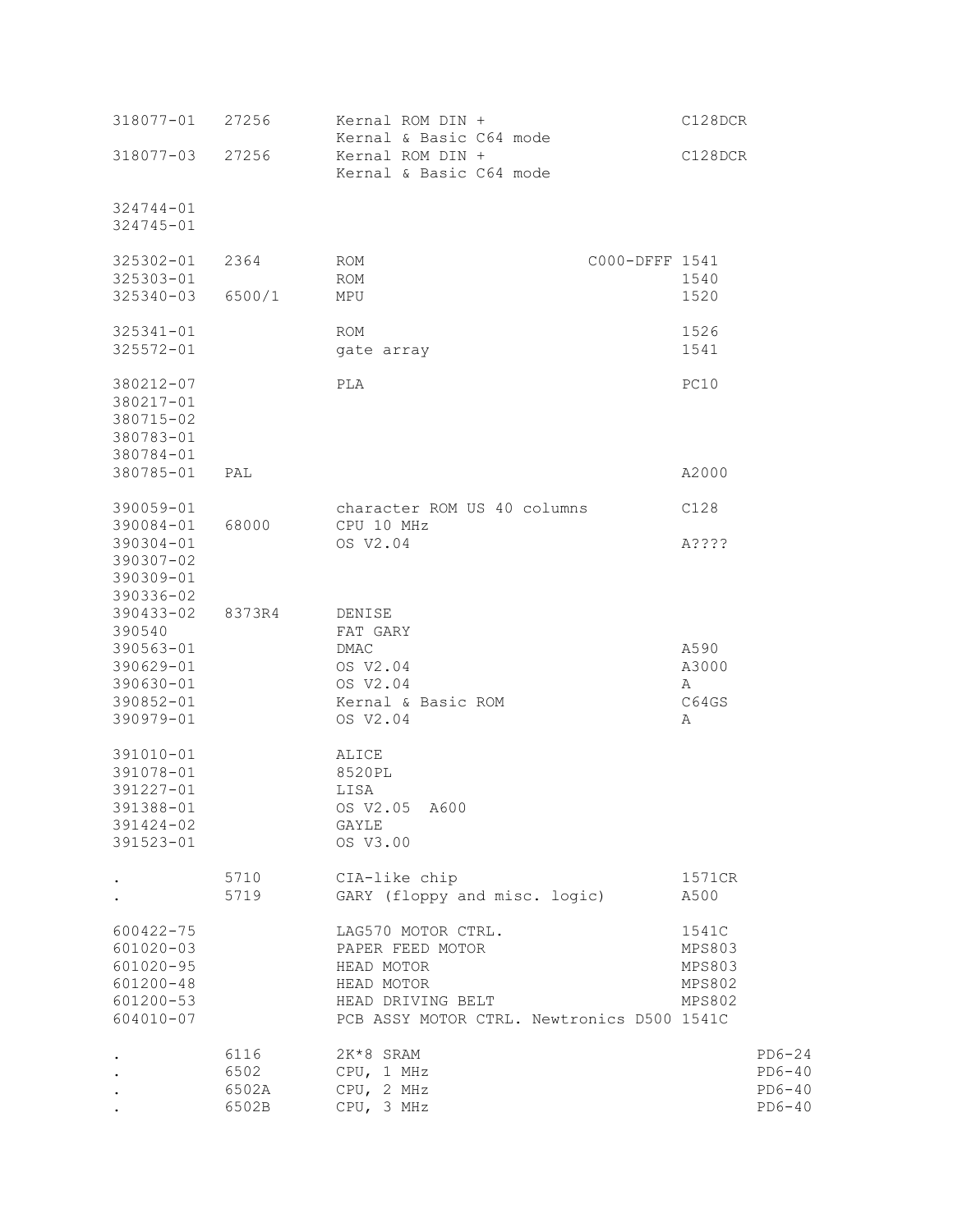| | | | | | |
|---|---|---|---|---|---|
| 318077-01 | 27256 | Kernal ROM DIN + Kernal & Basic C64 mode | | C128DCR | |
| 318077-03 | 27256 | Kernal ROM DIN + Kernal & Basic C64 mode | | C128DCR | |
| | | | | | |
| 324744-01 | | | | | |
| 324745-01 | | | | | |
| | | | | | |
| 325302-01 | 2364 | ROM | C000-DFFF | 1541 | |
| 325303-01 | | ROM | | 1540 | |
| 325340-03 | 6500/1 | MPU | | 1520 | |
| | | | | | |
| 325341-01 | | ROM | | 1526 | |
| 325572-01 | | gate array | | 1541 | |
| | | | | | |
| 380212-07 | | PLA | | PC10 | |
| 380217-01 | | | | | |
| 380715-02 | | | | | |
| 380783-01 | | | | | |
| 380784-01 | | | | | |
| 380785-01 | PAL | | | A2000 | |
| | | | | | |
| 390059-01 | | character ROM US 40 columns | | C128 | |
| 390084-01 | 68000 | CPU 10 MHz | | | |
| 390304-01 | | OS V2.04 | | A???? | |
| 390307-02 | | | | | |
| 390309-01 | | | | | |
| 390336-02 | | | | | |
| 390433-02 | 8373R4 | DENISE | | | |
| 390540 | | FAT GARY | | | |
| 390563-01 | | DMAC | | A590 | |
| 390629-01 | | OS V2.04 | | A3000 | |
| 390630-01 | | OS V2.04 | | A | |
| 390852-01 | | Kernal & Basic ROM | | C64GS | |
| 390979-01 | | OS V2.04 | | A | |
| | | | | | |
| 391010-01 | | ALICE | | | |
| 391078-01 | | 8520PL | | | |
| 391227-01 | | LISA | | | |
| 391388-01 | | OS V2.05 A600 | | | |
| 391424-02 | | GAYLE | | | |
| 391523-01 | | OS V3.00 | | | |
| | | | | | |
| . | 5710 | CIA-like chip | | 1571CR | |
| . | 5719 | GARY (floppy and misc. logic) | | A500 | |
| | | | | | |
| 600422-75 | | LAG570 MOTOR CTRL. | | 1541C | |
| 601020-03 | | PAPER FEED MOTOR | | MPS803 | |
| 601020-95 | | HEAD MOTOR | | MPS803 | |
| 601200-48 | | HEAD MOTOR | | MPS802 | |
| 601200-53 | | HEAD DRIVING BELT | | MPS802 | |
| 604010-07 | | PCB ASSY MOTOR CTRL. Newtronics D500 | | 1541C | |
| | | | | | |
| . | 6116 | 2K*8 SRAM | | | PD6-24 |
| . | 6502 | CPU, 1 MHz | | | PD6-40 |
| . | 6502A | CPU, 2 MHz | | | PD6-40 |
| . | 6502B | CPU, 3 MHz | | | PD6-40 |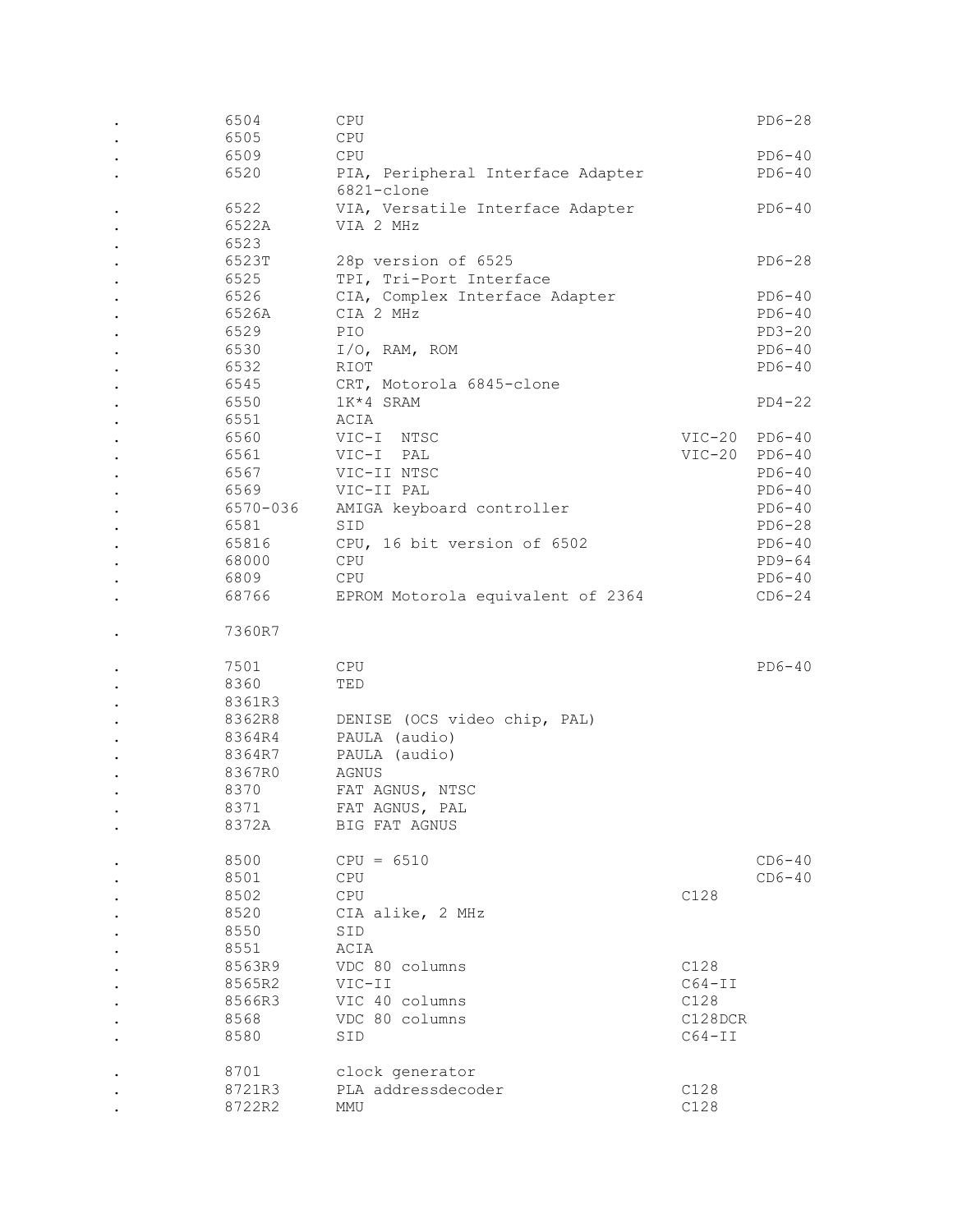```
.          6504        CPU                                           PD6-28
.          6505        CPU
.          6509        CPU                                           PD6-40
.          6520        PIA, Peripheral Interface Adapter             PD6-40
                       6821-clone
.          6522        VIA, Versatile Interface Adapter              PD6-40
.          6522A       VIA 2 MHz
.          6523
.          6523T       28p version of 6525                           PD6-28
.          6525        TPI, Tri-Port Interface
.          6526        CIA, Complex Interface Adapter                PD6-40
.          6526A       CIA 2 MHz                                     PD6-40
.          6529        PIO                                           PD3-20
.          6530        I/O, RAM, ROM                                 PD6-40
.          6532        RIOT                                          PD6-40
.          6545        CRT, Motorola 6845-clone
.          6550        1K*4 SRAM                                     PD4-22
.          6551        ACIA
.          6560        VIC-I  NTSC                          VIC-20   PD6-40
.          6561        VIC-I  PAL                           VIC-20   PD6-40
.          6567        VIC-II NTSC                                   PD6-40
.          6569        VIC-II PAL                                    PD6-40
.          6570-036    AMIGA keyboard controller                     PD6-40
.          6581        SID                                           PD6-28
.          65816       CPU, 16 bit version of 6502                   PD6-40
.          68000       CPU                                           PD9-64
.          6809        CPU                                           PD6-40
.          68766       EPROM Motorola equivalent of 2364             CD6-24

.          7360R7

.          7501        CPU                                           PD6-40
.          8360        TED
.          8361R3
.          8362R8      DENISE (OCS video chip, PAL)
.          8364R4      PAULA (audio)
.          8364R7      PAULA (audio)
.          8367R0      AGNUS
.          8370        FAT AGNUS, NTSC
.          8371        FAT AGNUS, PAL
.          8372A       BIG FAT AGNUS

.          8500        CPU = 6510                                    CD6-40
.          8501        CPU                                           CD6-40
.          8502        CPU                                  C128
.          8520        CIA alike, 2 MHz
.          8550        SID
.          8551        ACIA
.          8563R9      VDC 80 columns                       C128
.          8565R2      VIC-II                               C64-II
.          8566R3      VIC 40 columns                       C128
.          8568        VDC 80 columns                       C128DCR
.          8580        SID                                  C64-II

.          8701        clock generator
.          8721R3      PLA addressdecoder                   C128
.          8722R2      MMU                                  C128
```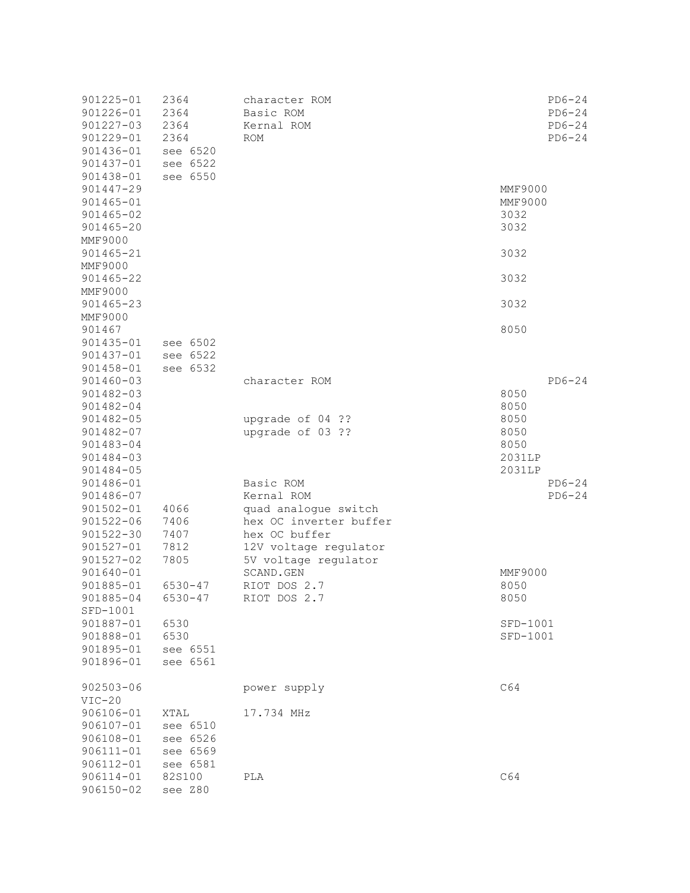```
901225-01   2364        character ROM                                   PD6-24
901226-01   2364        Basic ROM                                       PD6-24
901227-03   2364        Kernal ROM                                      PD6-24
901229-01   2364        ROM                                             PD6-24
901436-01   see 6520
901437-01   see 6522
901438-01   see 6550
901447-29                                                       MMF9000
901465-01                                                       MMF9000
901465-02                                                       3032
901465-20                                                       3032
MMF9000
901465-21                                                       3032
MMF9000
901465-22                                                       3032
MMF9000
901465-23                                                       3032
MMF9000
901467                                                          8050
901435-01   see 6502
901437-01   see 6522
901458-01   see 6532
901460-03               character ROM                                   PD6-24
901482-03                                                       8050
901482-04                                                       8050
901482-05               upgrade of 04 ??                        8050
901482-07               upgrade of 03 ??                        8050
901483-04                                                       8050
901484-03                                                       2031LP
901484-05                                                       2031LP
901486-01               Basic ROM                                       PD6-24
901486-07               Kernal ROM                                      PD6-24
901502-01   4066        quad analogue switch
901522-06   7406        hex OC inverter buffer
901522-30   7407        hex OC buffer
901527-01   7812        12V voltage regulator
901527-02   7805        5V voltage regulator
901640-01               SCAND.GEN                               MMF9000
901885-01   6530-47     RIOT DOS 2.7                            8050
901885-04   6530-47     RIOT DOS 2.7                            8050
SFD-1001
901887-01   6530                                                SFD-1001
901888-01   6530                                                SFD-1001
901895-01   see 6551
901896-01   see 6561

902503-06               power supply                            C64
VIC-20
906106-01   XTAL        17.734 MHz
906107-01   see 6510
906108-01   see 6526
906111-01   see 6569
906112-01   see 6581
906114-01   82S100      PLA                                     C64
906150-02   see Z80
```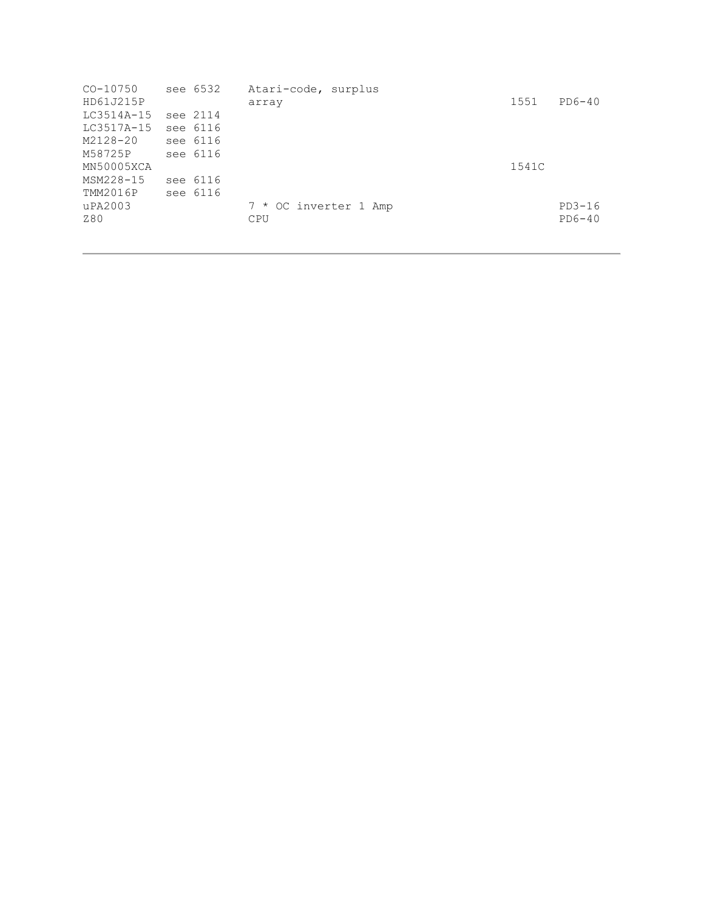| | | | | |
|---|---|---|---|---|
| CO-10750 | see 6532 | Atari-code, surplus | | |
| HD61J215P | | array | 1551 | PD6-40 |
| LC3514A-15 | see 2114 | | | |
| LC3517A-15 | see 6116 | | | |
| M2128-20 | see 6116 | | | |
| M58725P | see 6116 | | | |
| MN50005XCA | | | 1541C | |
| MSM228-15 | see 6116 | | | |
| TMM2016P | see 6116 | | | |
| uPA2003 | | 7 * OC inverter 1 Amp | | PD3-16 |
| Z80 | | CPU | | PD6-40 |